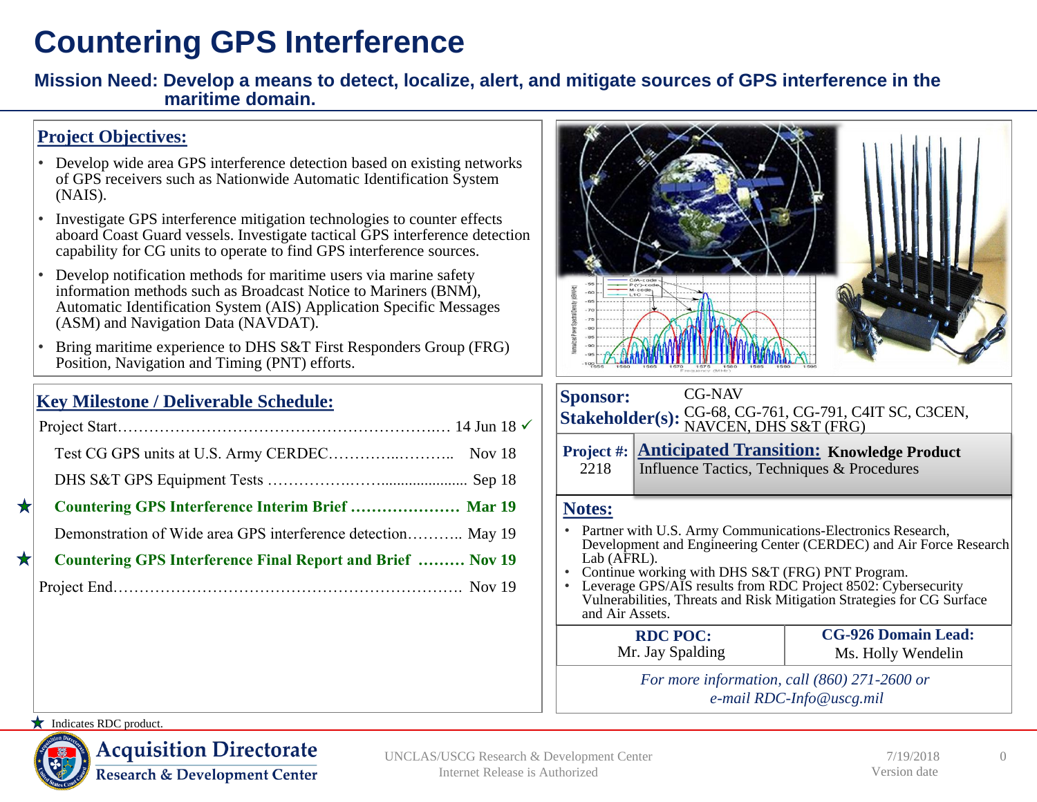# Countering GPS Interference

**Mission Need: Develop a means to detect, localize, alert, and mitigate sources of GPS interference in the maritime domain.**

## Project Objectives:

- Develop wide area GPS interference detection based on existing networks of GPS receivers such as Nationwide Automatic Identification System (NAIS).
- Investigate GPS interference mitigation technologies to counter effects aboard Coast Guard vessels. Investigate tactical GPS interference detection capability for CG units to operate to find GPS interference sources.
- Develop notification methods for maritime users via marine safety information methods such as Broadcast Notice to Mariners (BNM), Automatic Identification System (AIS) Application Specific Messages (ASM) and Navigation Data (NAVDAT).
- Bring maritime experience to DHS S&T First Responders Group (FRG) Position, Navigation and Timing (PNT) efforts.

## Key Milestone / Deliverable Schedule:

| Milestone | Date |
|---|---|
| Project Start | 14 Jun 18 ✓ |
| Test CG GPS units at U.S. Army CERDEC | Nov 18 |
| DHS S&T GPS Equipment Tests | Sep 18 |
| ★ **Countering GPS Interference Interim Brief** | **Mar 19** |
| Demonstration of Wide area GPS interference detection | May 19 |
| ★ **Countering GPS Interference Final Report and Brief** | **Nov 19** |
| Project End | Nov 19 |

★ Indicates RDC product.

**Sponsor:** CG-NAV

**Stakeholder(s):** CG-68, CG-761, CG-791, C4IT SC, C3CEN, NAVCEN, DHS S&T (FRG)

**Project #:** 2218

**Anticipated Transition:** **Knowledge Product**
Influence Tactics, Techniques & Procedures

## Notes:

- Partner with U.S. Army Communications-Electronics Research, Development and Engineering Center (CERDEC) and Air Force Research Lab (AFRL).
- Continue working with DHS S&T (FRG) PNT Program.
- Leverage GPS/AIS results from RDC Project 8502: Cybersecurity Vulnerabilities, Threats and Risk Mitigation Strategies for CG Surface and Air Assets.

| RDC POC: | CG-926 Domain Lead: |
|---|---|
| Mr. Jay Spalding | Ms. Holly Wendelin |

*For more information, call (860) 271-2600 or e-mail RDC-Info@uscg.mil*

UNCLAS/USCG Research & Development Center
Internet Release is Authorized

7/19/2018
Version date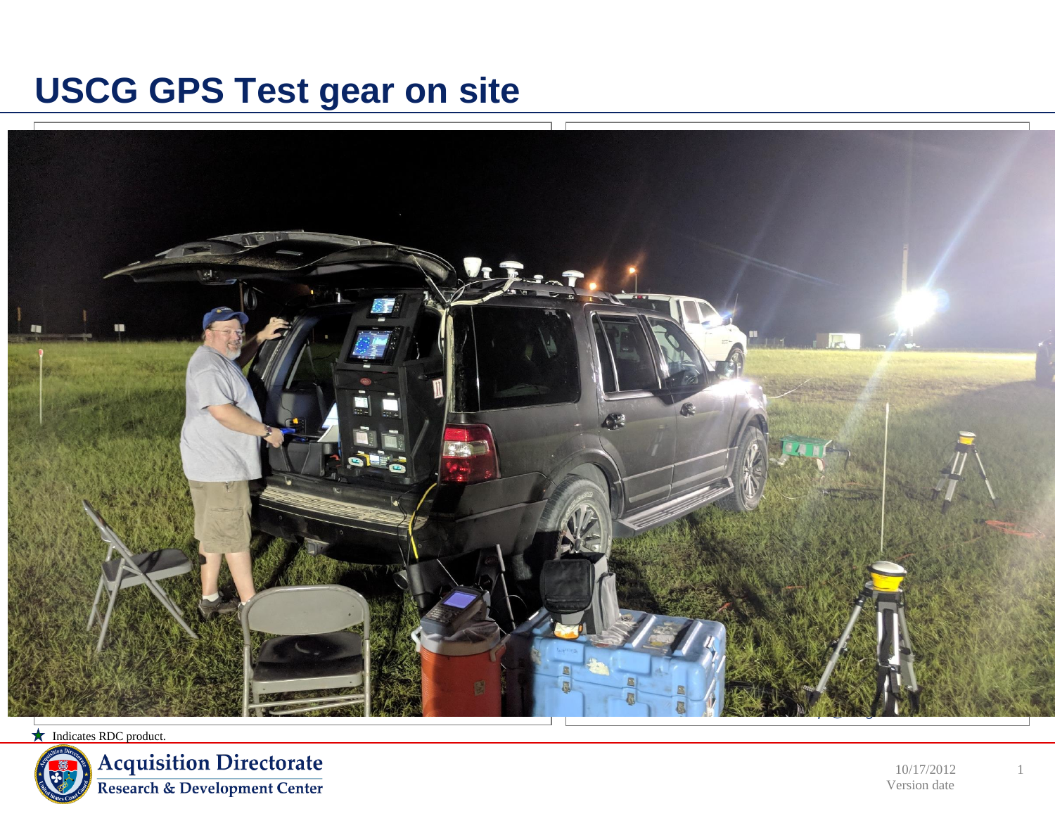# USCG GPS Test gear on site

★ Indicates RDC product.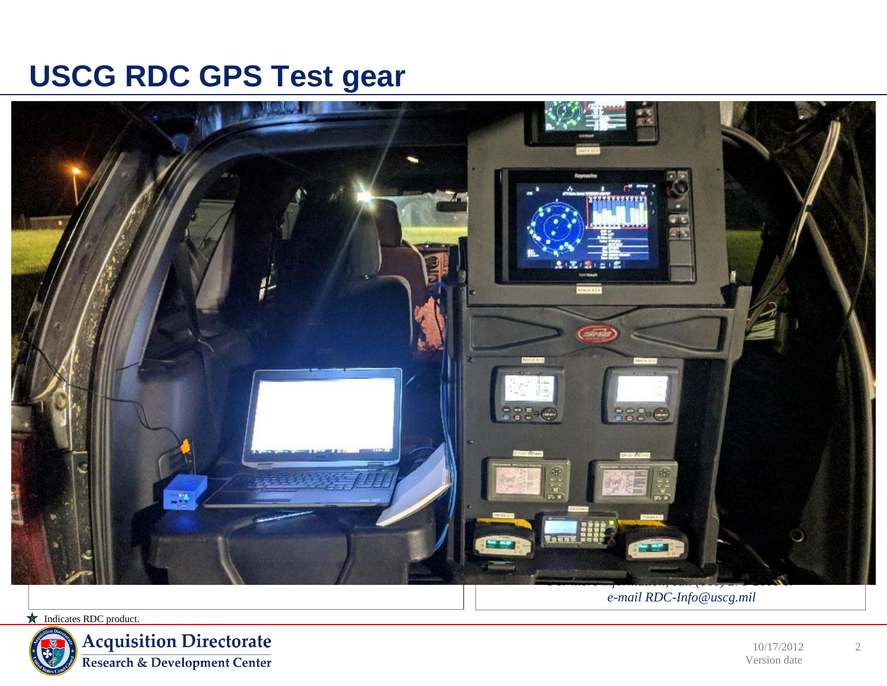# USCG RDC GPS Test gear

*e-mail RDC-Info@uscg.mil*

★ Indicates RDC product.